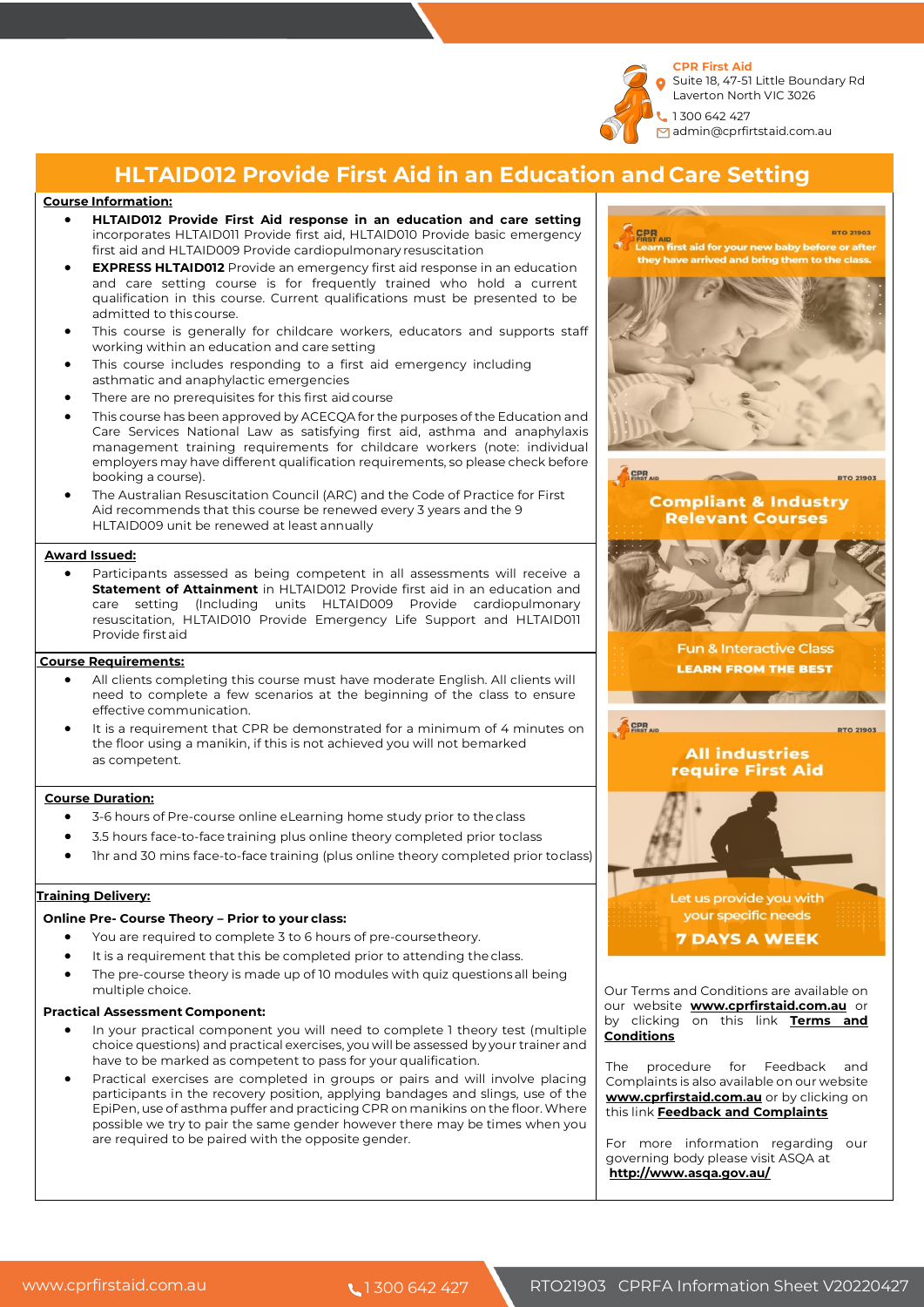CPR First Aid
Suite 18, 47-51 Little Boundary Rd
Laverton North VIC 3026
1300 642 427
admin@cprfirstaid.com.au

# HLTAID012 Provide First Aid in an Education and Care Setting

## Course Information:

- **HLTAID012 Provide First Aid response in an education and care setting** incorporates HLTAID011 Provide first aid, HLTAID010 Provide basic emergency first aid and HLTAID009 Provide cardiopulmonary resuscitation
- **EXPRESS HLTAID012** Provide an emergency first aid response in an education and care setting course is for frequently trained who hold a current qualification in this course. Current qualifications must be presented to be admitted to this course.
- This course is generally for childcare workers, educators and supports staff working within an education and care setting
- This course includes responding to a first aid emergency including asthmatic and anaphylactic emergencies
- There are no prerequisites for this first aid course
- This course has been approved by ACECQA for the purposes of the Education and Care Services National Law as satisfying first aid, asthma and anaphylaxis management training requirements for childcare workers (note: individual employers may have different qualification requirements, so please check before booking a course).
- The Australian Resuscitation Council (ARC) and the Code of Practice for First Aid recommends that this course be renewed every 3 years and the 9 HLTAID009 unit be renewed at least annually

## Award Issued:

- Participants assessed as being competent in all assessments will receive a **Statement of Attainment** in HLTAID012 Provide first aid in an education and care setting (Including units HLTAID009 Provide cardiopulmonary resuscitation, HLTAID010 Provide Emergency Life Support and HLTAID011 Provide first aid

## Course Requirements:

- All clients completing this course must have moderate English. All clients will need to complete a few scenarios at the beginning of the class to ensure effective communication.
- It is a requirement that CPR be demonstrated for a minimum of 4 minutes on the floor using a manikin, if this is not achieved you will not be marked as competent.

## Course Duration:

- 3-6 hours of Pre-course online eLearning home study prior to the class
- 3.5 hours face-to-face training plus online theory completed prior to class
- 1hr and 30 mins face-to-face training (plus online theory completed prior to class)

## Training Delivery:

**Online Pre- Course Theory – Prior to your class:**

- You are required to complete 3 to 6 hours of pre-course theory.
- It is a requirement that this be completed prior to attending the class.
- The pre-course theory is made up of 10 modules with quiz questions all being multiple choice.

**Practical Assessment Component:**

- In your practical component you will need to complete 1 theory test (multiple choice questions) and practical exercises, you will be assessed by your trainer and have to be marked as competent to pass for your qualification.
- Practical exercises are completed in groups or pairs and will involve placing participants in the recovery position, applying bandages and slings, use of the EpiPen, use of asthma puffer and practicing CPR on manikins on the floor. Where possible we try to pair the same gender however there may be times when you are required to be paired with the opposite gender.

Our Terms and Conditions are available on our website **www.cprfirstaid.com.au** or by clicking on this link **Terms and Conditions**

The procedure for Feedback and Complaints is also available on our website **www.cprfirstaid.com.au** or by clicking on this link **Feedback and Complaints**

For more information regarding our governing body please visit ASQA at **http://www.asqa.gov.au/**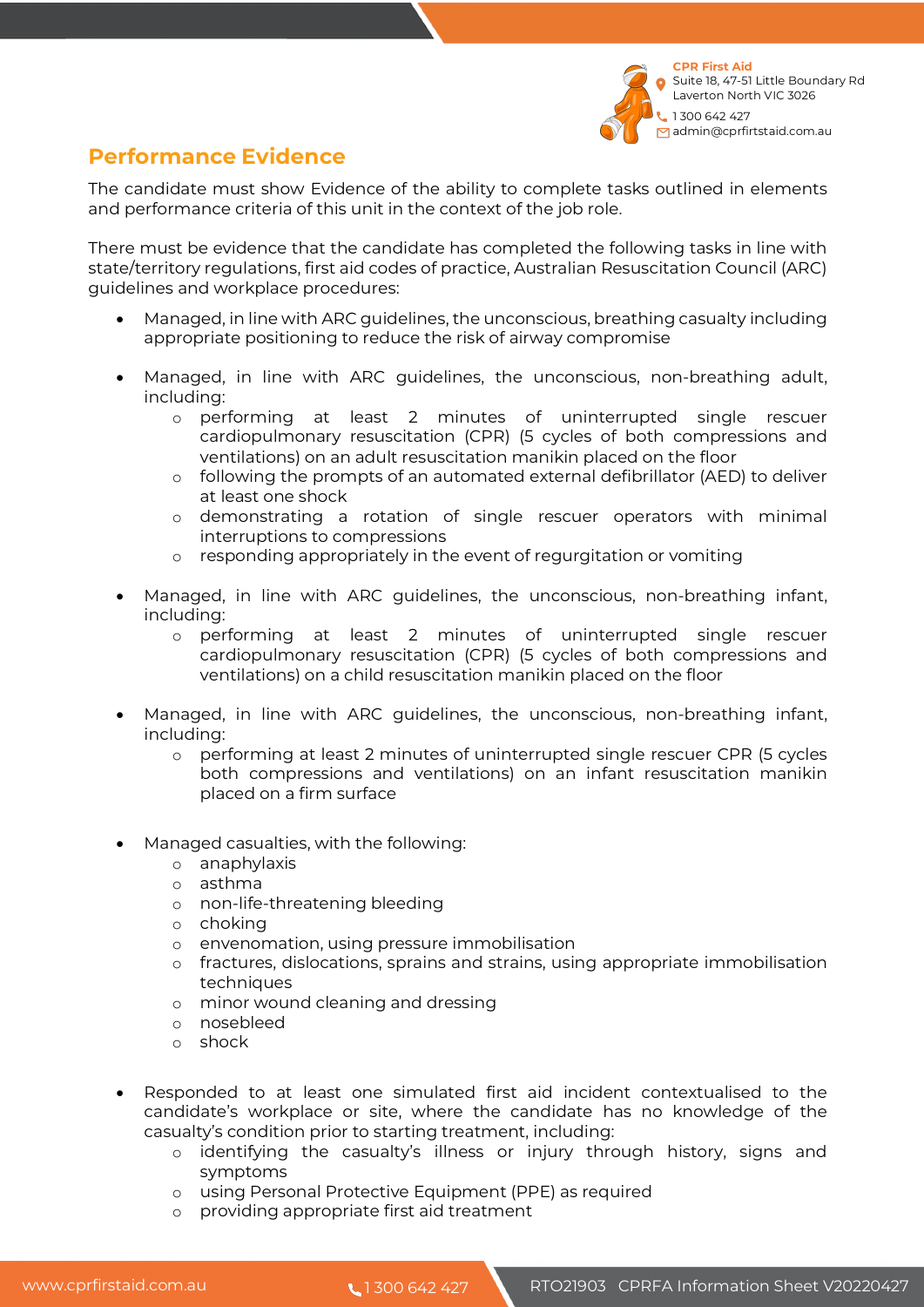## Performance Evidence

The candidate must show Evidence of the ability to complete tasks outlined in elements and performance criteria of this unit in the context of the job role.

There must be evidence that the candidate has completed the following tasks in line with state/territory regulations, first aid codes of practice, Australian Resuscitation Council (ARC) guidelines and workplace procedures:

- Managed, in line with ARC guidelines, the unconscious, breathing casualty including appropriate positioning to reduce the risk of airway compromise
- Managed, in line with ARC guidelines, the unconscious, non-breathing adult, including:
  - performing at least 2 minutes of uninterrupted single rescuer cardiopulmonary resuscitation (CPR) (5 cycles of both compressions and ventilations) on an adult resuscitation manikin placed on the floor
  - following the prompts of an automated external defibrillator (AED) to deliver at least one shock
  - demonstrating a rotation of single rescuer operators with minimal interruptions to compressions
  - responding appropriately in the event of regurgitation or vomiting
- Managed, in line with ARC guidelines, the unconscious, non-breathing infant, including:
  - performing at least 2 minutes of uninterrupted single rescuer cardiopulmonary resuscitation (CPR) (5 cycles of both compressions and ventilations) on a child resuscitation manikin placed on the floor
- Managed, in line with ARC guidelines, the unconscious, non-breathing infant, including:
  - performing at least 2 minutes of uninterrupted single rescuer CPR (5 cycles both compressions and ventilations) on an infant resuscitation manikin placed on a firm surface
- Managed casualties, with the following:
  - anaphylaxis
  - asthma
  - non-life-threatening bleeding
  - choking
  - envenomation, using pressure immobilisation
  - fractures, dislocations, sprains and strains, using appropriate immobilisation techniques
  - minor wound cleaning and dressing
  - nosebleed
  - shock
- Responded to at least one simulated first aid incident contextualised to the candidate's workplace or site, where the candidate has no knowledge of the casualty's condition prior to starting treatment, including:
  - identifying the casualty's illness or injury through history, signs and symptoms
  - using Personal Protective Equipment (PPE) as required
  - providing appropriate first aid treatment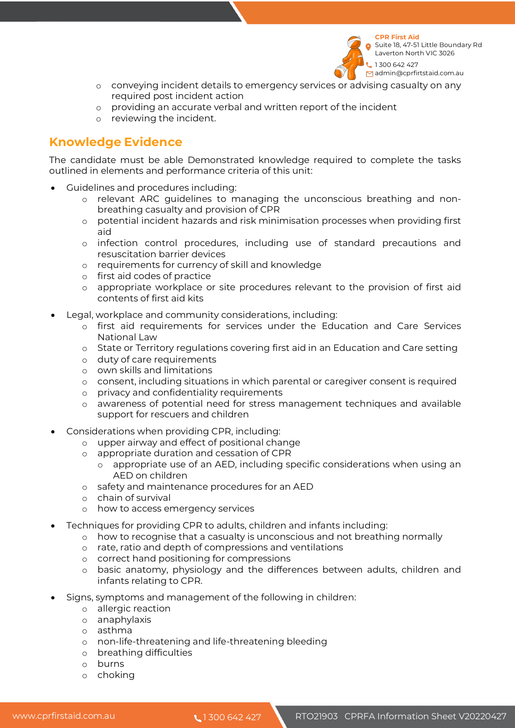- conveying incident details to emergency services or advising casualty on any required post incident action
- providing an accurate verbal and written report of the incident
- reviewing the incident.

## Knowledge Evidence

The candidate must be able Demonstrated knowledge required to complete the tasks outlined in elements and performance criteria of this unit:

- Guidelines and procedures including:
  - relevant ARC guidelines to managing the unconscious breathing and non-breathing casualty and provision of CPR
  - potential incident hazards and risk minimisation processes when providing first aid
  - infection control procedures, including use of standard precautions and resuscitation barrier devices
  - requirements for currency of skill and knowledge
  - first aid codes of practice
  - appropriate workplace or site procedures relevant to the provision of first aid contents of first aid kits
- Legal, workplace and community considerations, including:
  - first aid requirements for services under the Education and Care Services National Law
  - State or Territory regulations covering first aid in an Education and Care setting
  - duty of care requirements
  - own skills and limitations
  - consent, including situations in which parental or caregiver consent is required
  - privacy and confidentiality requirements
  - awareness of potential need for stress management techniques and available support for rescuers and children
- Considerations when providing CPR, including:
  - upper airway and effect of positional change
  - appropriate duration and cessation of CPR
    - appropriate use of an AED, including specific considerations when using an AED on children
  - safety and maintenance procedures for an AED
  - chain of survival
  - how to access emergency services
- Techniques for providing CPR to adults, children and infants including:
  - how to recognise that a casualty is unconscious and not breathing normally
  - rate, ratio and depth of compressions and ventilations
  - correct hand positioning for compressions
  - basic anatomy, physiology and the differences between adults, children and infants relating to CPR.
- Signs, symptoms and management of the following in children:
  - allergic reaction
  - anaphylaxis
  - asthma
  - non-life-threatening and life-threatening bleeding
  - breathing difficulties
  - burns
  - choking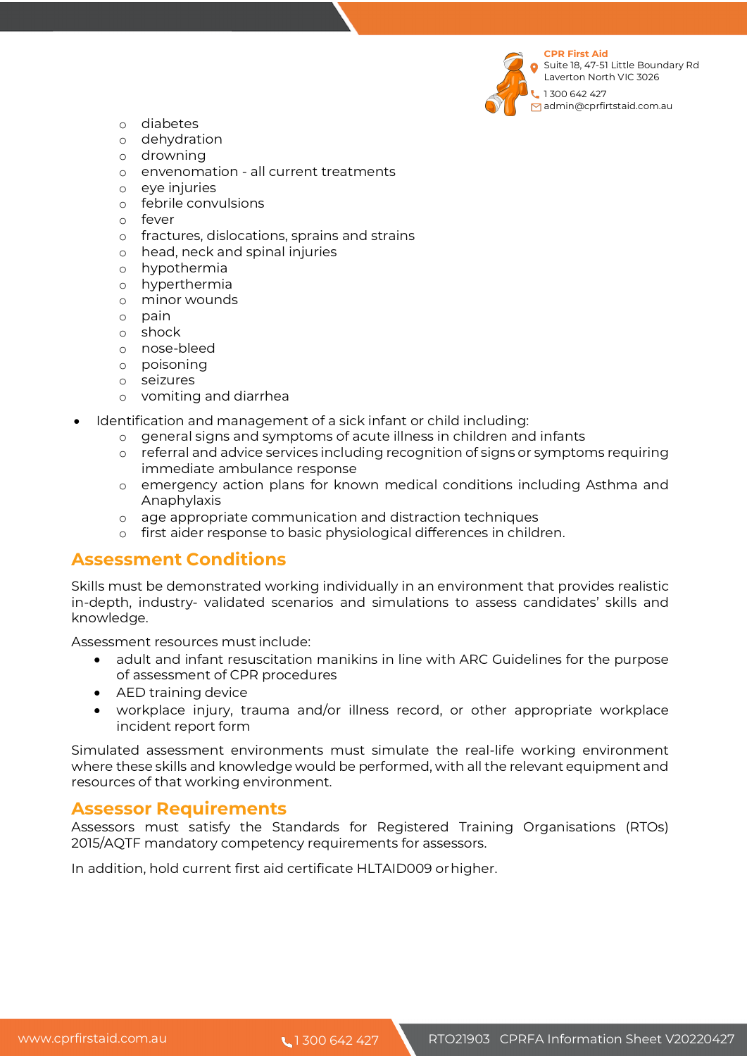- diabetes
    - dehydration
    - drowning
    - envenomation - all current treatments
    - eye injuries
    - febrile convulsions
    - fever
    - fractures, dislocations, sprains and strains
    - head, neck and spinal injuries
    - hypothermia
    - hyperthermia
    - minor wounds
    - pain
    - shock
    - nose-bleed
    - poisoning
    - seizures
    - vomiting and diarrhea
- Identification and management of a sick infant or child including:
    - general signs and symptoms of acute illness in children and infants
    - referral and advice services including recognition of signs or symptoms requiring immediate ambulance response
    - emergency action plans for known medical conditions including Asthma and Anaphylaxis
    - age appropriate communication and distraction techniques
    - first aider response to basic physiological differences in children.

## Assessment Conditions

Skills must be demonstrated working individually in an environment that provides realistic in-depth, industry- validated scenarios and simulations to assess candidates' skills and knowledge.

Assessment resources must include:

- adult and infant resuscitation manikins in line with ARC Guidelines for the purpose of assessment of CPR procedures
- AED training device
- workplace injury, trauma and/or illness record, or other appropriate workplace incident report form

Simulated assessment environments must simulate the real-life working environment where these skills and knowledge would be performed, with all the relevant equipment and resources of that working environment.

## Assessor Requirements

Assessors must satisfy the Standards for Registered Training Organisations (RTOs) 2015/AQTF mandatory competency requirements for assessors.

In addition, hold current first aid certificate HLTAID009 or higher.